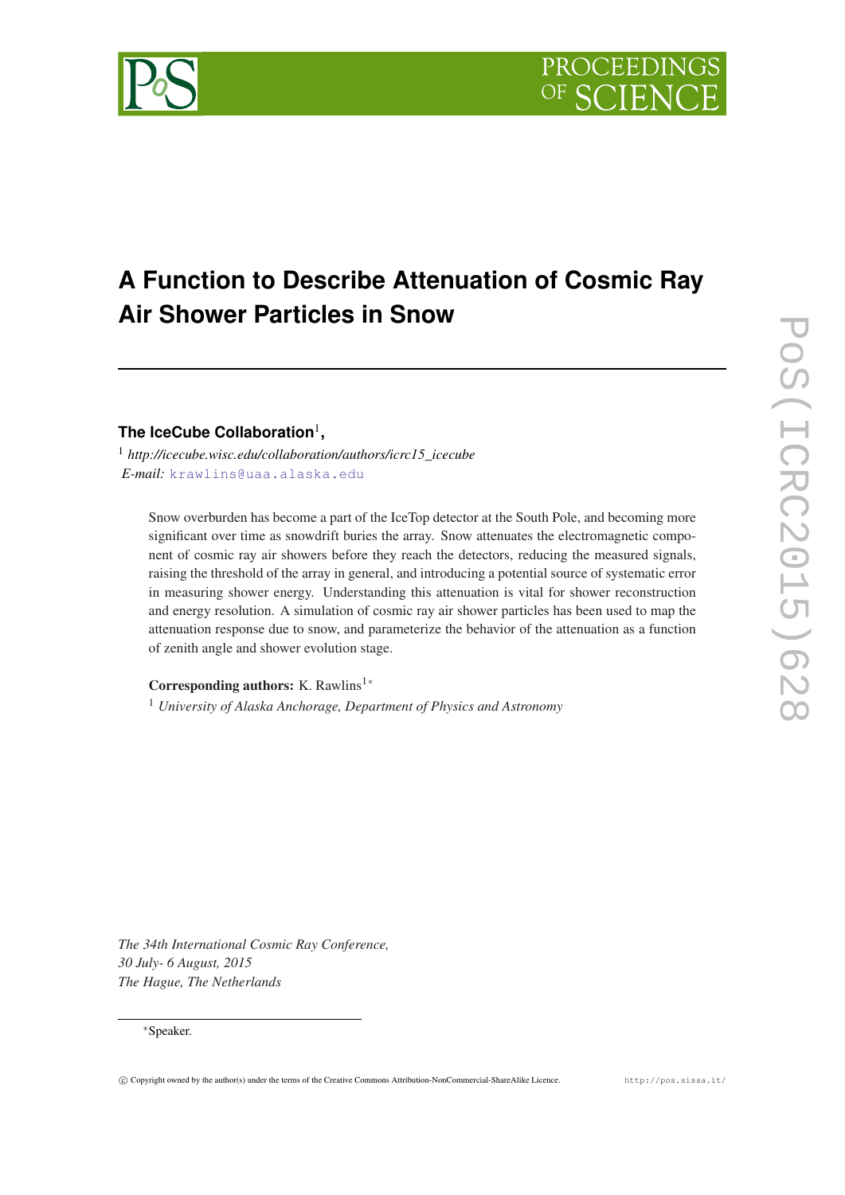# A Function to Describe Attenuation of Cosmic Ray Air Shower Particles in Snow

**The IceCube Collaboration**[1]**,**

[1] *http://icecube.wisc.edu/collaboration/authors/icrc15_icecube*
*E-mail:* krawlins@uaa.alaska.edu

Snow overburden has become a part of the IceTop detector at the South Pole, and becoming more significant over time as snowdrift buries the array. Snow attenuates the electromagnetic component of cosmic ray air showers before they reach the detectors, reducing the measured signals, raising the threshold of the array in general, and introducing a potential source of systematic error in measuring shower energy. Understanding this attenuation is vital for shower reconstruction and energy resolution. A simulation of cosmic ray air shower particles has been used to map the attenuation response due to snow, and parameterize the behavior of the attenuation as a function of zenith angle and shower evolution stage.

**Corresponding authors:** K. Rawlins[1]*
[1] *University of Alaska Anchorage, Department of Physics and Astronomy*

*The 34th International Cosmic Ray Conference,*
*30 July- 6 August, 2015*
*The Hague, The Netherlands*

*Speaker.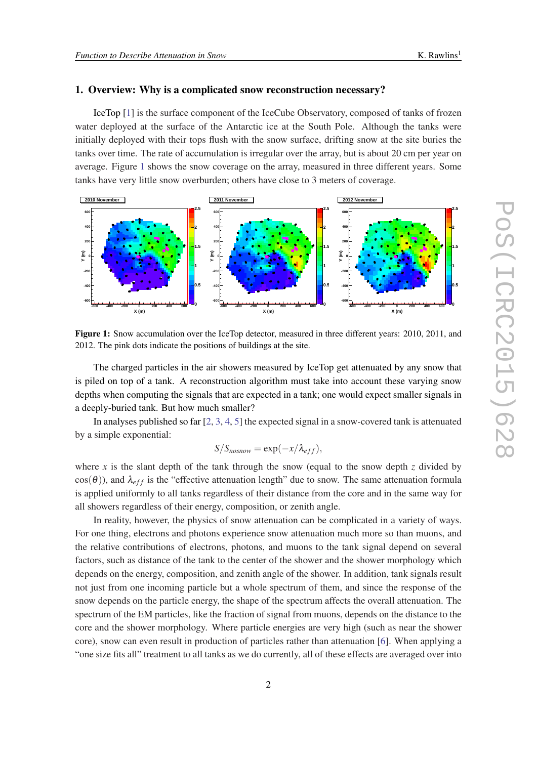## 1. Overview: Why is a complicated snow reconstruction necessary?

IceTop [1] is the surface component of the IceCube Observatory, composed of tanks of frozen water deployed at the surface of the Antarctic ice at the South Pole. Although the tanks were initially deployed with their tops flush with the snow surface, drifting snow at the site buries the tanks over time. The rate of accumulation is irregular over the array, but is about 20 cm per year on average. Figure 1 shows the snow coverage on the array, measured in three different years. Some tanks have very little snow overburden; others have close to 3 meters of coverage.

**Figure 1:** Snow accumulation over the IceTop detector, measured in three different years: 2010, 2011, and 2012. The pink dots indicate the positions of buildings at the site.

The charged particles in the air showers measured by IceTop get attenuated by any snow that is piled on top of a tank. A reconstruction algorithm must take into account these varying snow depths when computing the signals that are expected in a tank; one would expect smaller signals in a deeply-buried tank. But how much smaller?

In analyses published so far [2, 3, 4, 5] the expected signal in a snow-covered tank is attenuated by a simple exponential:

$$S/S_{nosnow} = \exp(-x/\lambda_{eff}),$$

where $x$ is the slant depth of the tank through the snow (equal to the snow depth $z$ divided by $\cos(\theta)$), and $\lambda_{eff}$ is the "effective attenuation length" due to snow. The same attenuation formula is applied uniformly to all tanks regardless of their distance from the core and in the same way for all showers regardless of their energy, composition, or zenith angle.

In reality, however, the physics of snow attenuation can be complicated in a variety of ways. For one thing, electrons and photons experience snow attenuation much more so than muons, and the relative contributions of electrons, photons, and muons to the tank signal depend on several factors, such as distance of the tank to the center of the shower and the shower morphology which depends on the energy, composition, and zenith angle of the shower. In addition, tank signals result not just from one incoming particle but a whole spectrum of them, and since the response of the snow depends on the particle energy, the shape of the spectrum affects the overall attenuation. The spectrum of the EM particles, like the fraction of signal from muons, depends on the distance to the core and the shower morphology. Where particle energies are very high (such as near the shower core), snow can even result in production of particles rather than attenuation [6]. When applying a "one size fits all" treatment to all tanks as we do currently, all of these effects are averaged over into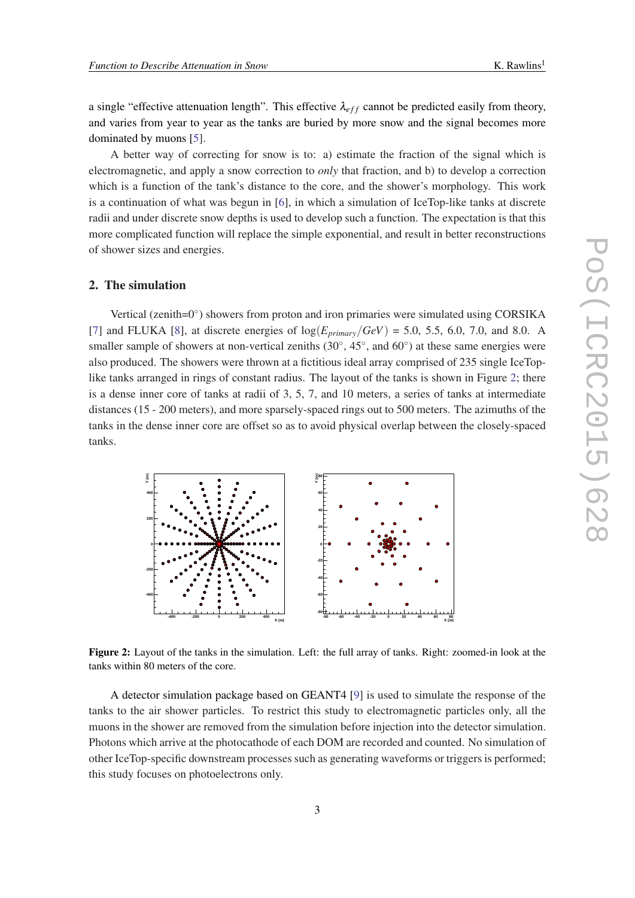a single "effective attenuation length". This effective $\lambda_{eff}$ cannot be predicted easily from theory, and varies from year to year as the tanks are buried by more snow and the signal becomes more dominated by muons [5].

A better way of correcting for snow is to: a) estimate the fraction of the signal which is electromagnetic, and apply a snow correction to *only* that fraction, and b) to develop a correction which is a function of the tank's distance to the core, and the shower's morphology. This work is a continuation of what was begun in [6], in which a simulation of IceTop-like tanks at discrete radii and under discrete snow depths is used to develop such a function. The expectation is that this more complicated function will replace the simple exponential, and result in better reconstructions of shower sizes and energies.

## 2. The simulation

Vertical (zenith=0°) showers from proton and iron primaries were simulated using CORSIKA [7] and FLUKA [8], at discrete energies of $\log(E_{primary}/GeV)$ = 5.0, 5.5, 6.0, 7.0, and 8.0. A smaller sample of showers at non-vertical zeniths (30°, 45°, and 60°) at these same energies were also produced. The showers were thrown at a fictitious ideal array comprised of 235 single IceTop-like tanks arranged in rings of constant radius. The layout of the tanks is shown in Figure 2; there is a dense inner core of tanks at radii of 3, 5, 7, and 10 meters, a series of tanks at intermediate distances (15 - 200 meters), and more sparsely-spaced rings out to 500 meters. The azimuths of the tanks in the dense inner core are offset so as to avoid physical overlap between the closely-spaced tanks.

**Figure 2:** Layout of the tanks in the simulation. Left: the full array of tanks. Right: zoomed-in look at the tanks within 80 meters of the core.

A detector simulation package based on GEANT4 [9] is used to simulate the response of the tanks to the air shower particles. To restrict this study to electromagnetic particles only, all the muons in the shower are removed from the simulation before injection into the detector simulation. Photons which arrive at the photocathode of each DOM are recorded and counted. No simulation of other IceTop-specific downstream processes such as generating waveforms or triggers is performed; this study focuses on photoelectrons only.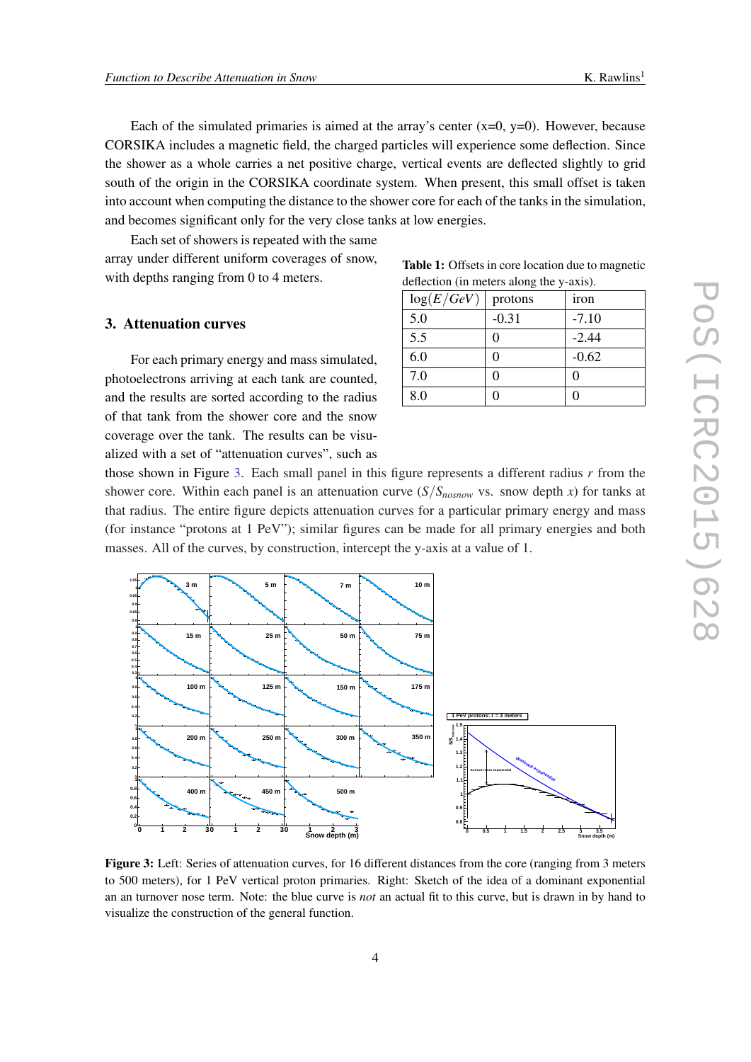Each of the simulated primaries is aimed at the array's center (x=0, y=0). However, because CORSIKA includes a magnetic field, the charged particles will experience some deflection. Since the shower as a whole carries a net positive charge, vertical events are deflected slightly to grid south of the origin in the CORSIKA coordinate system. When present, this small offset is taken into account when computing the distance to the shower core for each of the tanks in the simulation, and becomes significant only for the very close tanks at low energies.

Each set of showers is repeated with the same array under different uniform coverages of snow, with depths ranging from 0 to 4 meters.

**Table 1:** Offsets in core location due to magnetic deflection (in meters along the y-axis).

| $\log(E/GeV)$ | protons | iron |
|---|---|---|
| 5.0 | -0.31 | -7.10 |
| 5.5 | 0 | -2.44 |
| 6.0 | 0 | -0.62 |
| 7.0 | 0 | 0 |
| 8.0 | 0 | 0 |

## 3. Attenuation curves

For each primary energy and mass simulated, photoelectrons arriving at each tank are counted, and the results are sorted according to the radius of that tank from the shower core and the snow coverage over the tank. The results can be visualized with a set of "attenuation curves", such as those shown in Figure 3. Each small panel in this figure represents a different radius $r$ from the shower core. Within each panel is an attenuation curve ($S/S_{nosnow}$ vs. snow depth $x$) for tanks at that radius. The entire figure depicts attenuation curves for a particular primary energy and mass (for instance "protons at 1 PeV"); similar figures can be made for all primary energies and both masses. All of the curves, by construction, intercept the y-axis at a value of 1.

**Figure 3:** Left: Series of attenuation curves, for 16 different distances from the core (ranging from 3 meters to 500 meters), for 1 PeV vertical proton primaries. Right: Sketch of the idea of a dominant exponential an an turnover nose term. Note: the blue curve is *not* an actual fit to this curve, but is drawn in by hand to visualize the construction of the general function.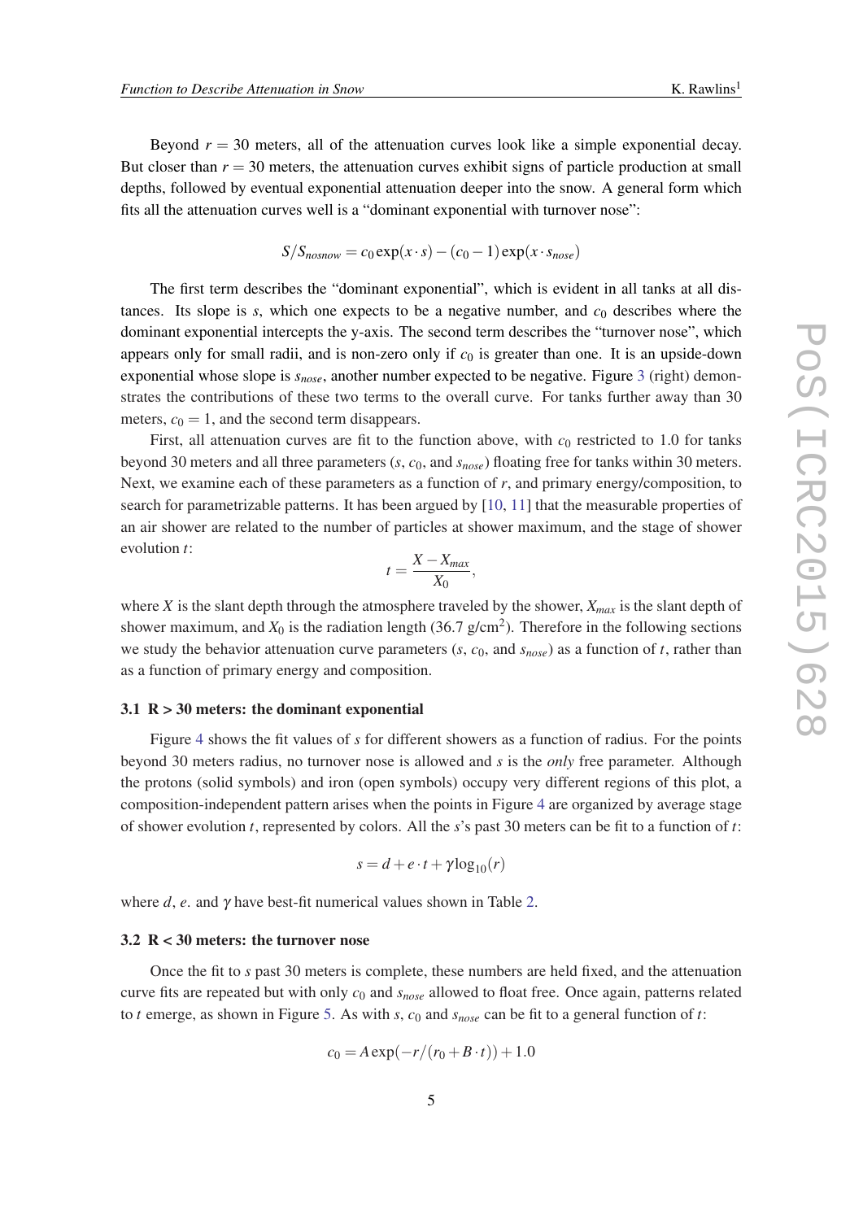Beyond $r = 30$ meters, all of the attenuation curves look like a simple exponential decay. But closer than $r = 30$ meters, the attenuation curves exhibit signs of particle production at small depths, followed by eventual exponential attenuation deeper into the snow. A general form which fits all the attenuation curves well is a "dominant exponential with turnover nose":

$$S/S_{nosnow} = c_0 \exp(x \cdot s) - (c_0 - 1)\exp(x \cdot s_{nose})$$

The first term describes the "dominant exponential", which is evident in all tanks at all distances. Its slope is $s$, which one expects to be a negative number, and $c_0$ describes where the dominant exponential intercepts the y-axis. The second term describes the "turnover nose", which appears only for small radii, and is non-zero only if $c_0$ is greater than one. It is an upside-down exponential whose slope is $s_{nose}$, another number expected to be negative. Figure 3 (right) demonstrates the contributions of these two terms to the overall curve. For tanks further away than 30 meters, $c_0 = 1$, and the second term disappears.

First, all attenuation curves are fit to the function above, with $c_0$ restricted to 1.0 for tanks beyond 30 meters and all three parameters ($s$, $c_0$, and $s_{nose}$) floating free for tanks within 30 meters. Next, we examine each of these parameters as a function of $r$, and primary energy/composition, to search for parametrizable patterns. It has been argued by [10, 11] that the measurable properties of an air shower are related to the number of particles at shower maximum, and the stage of shower evolution $t$:

$$t = \frac{X - X_{max}}{X_0},$$

where $X$ is the slant depth through the atmosphere traveled by the shower, $X_{max}$ is the slant depth of shower maximum, and $X_0$ is the radiation length (36.7 g/cm$^2$). Therefore in the following sections we study the behavior attenuation curve parameters ($s$, $c_0$, and $s_{nose}$) as a function of $t$, rather than as a function of primary energy and composition.

### 3.1 R > 30 meters: the dominant exponential

Figure 4 shows the fit values of $s$ for different showers as a function of radius. For the points beyond 30 meters radius, no turnover nose is allowed and $s$ is the *only* free parameter. Although the protons (solid symbols) and iron (open symbols) occupy very different regions of this plot, a composition-independent pattern arises when the points in Figure 4 are organized by average stage of shower evolution $t$, represented by colors. All the $s$'s past 30 meters can be fit to a function of $t$:

$$s = d + e \cdot t + \gamma \log_{10}(r)$$

where $d$, $e$. and $\gamma$ have best-fit numerical values shown in Table 2.

### 3.2 R < 30 meters: the turnover nose

Once the fit to $s$ past 30 meters is complete, these numbers are held fixed, and the attenuation curve fits are repeated but with only $c_0$ and $s_{nose}$ allowed to float free. Once again, patterns related to $t$ emerge, as shown in Figure 5. As with $s$, $c_0$ and $s_{nose}$ can be fit to a general function of $t$:

$$c_0 = A \exp(-r/(r_0 + B \cdot t)) + 1.0$$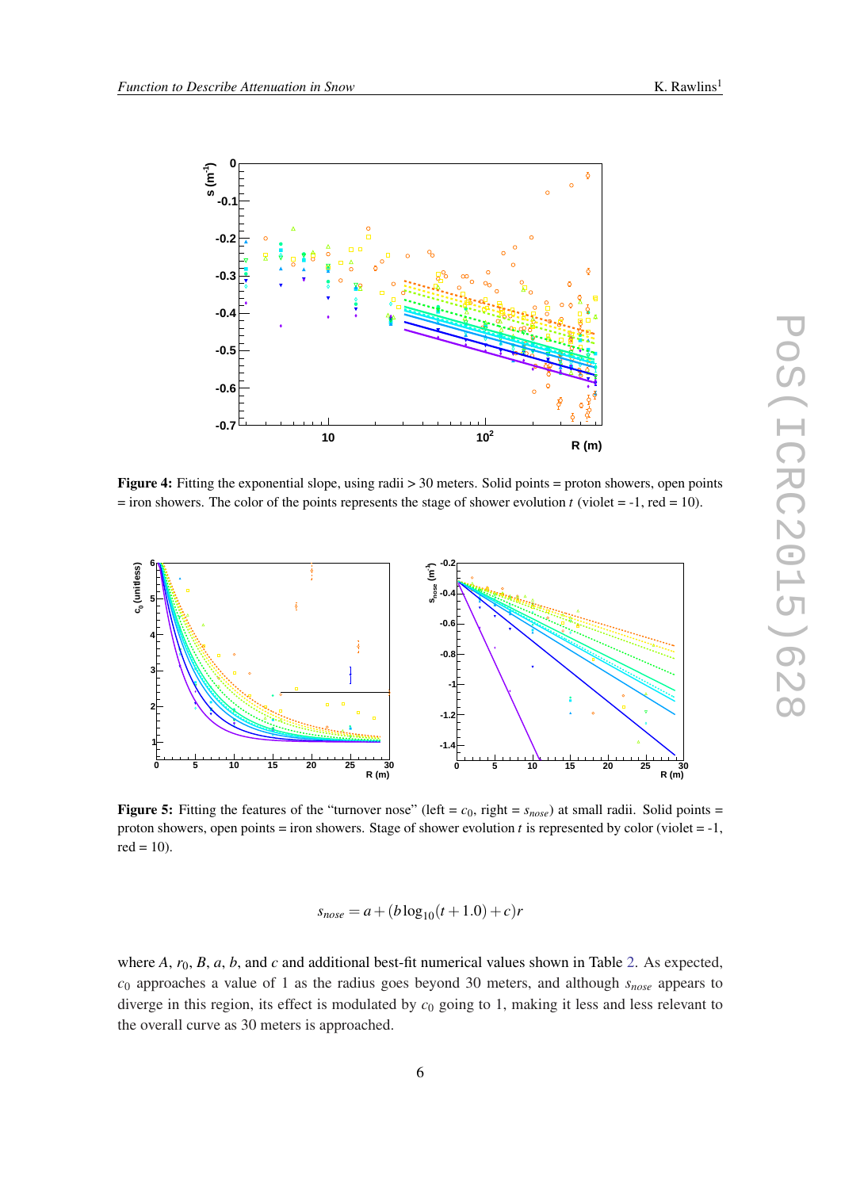**Figure 4:** Fitting the exponential slope, using radii > 30 meters. Solid points = proton showers, open points = iron showers. The color of the points represents the stage of shower evolution $t$ (violet = -1, red = 10).

**Figure 5:** Fitting the features of the "turnover nose" (left = $c_0$, right = $s_{nose}$) at small radii. Solid points = proton showers, open points = iron showers. Stage of shower evolution $t$ is represented by color (violet = -1, red = 10).

$$s_{nose} = a + (b \log_{10}(t + 1.0) + c)r$$

where $A$, $r_0$, $B$, $a$, $b$, and $c$ and additional best-fit numerical values shown in Table 2. As expected, $c_0$ approaches a value of 1 as the radius goes beyond 30 meters, and although $s_{nose}$ appears to diverge in this region, its effect is modulated by $c_0$ going to 1, making it less and less relevant to the overall curve as 30 meters is approached.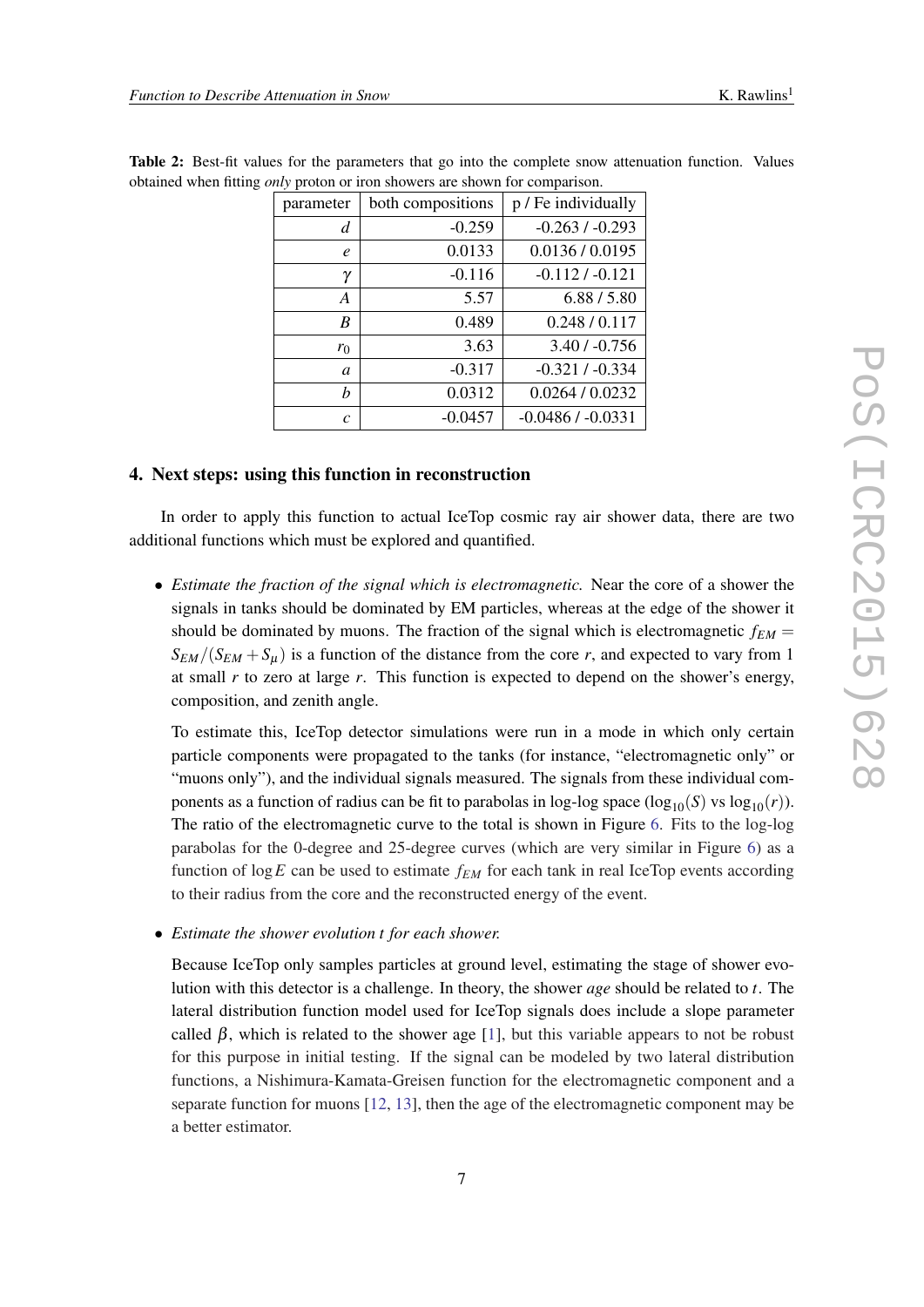**Table 2:** Best-fit values for the parameters that go into the complete snow attenuation function. Values obtained when fitting *only* proton or iron showers are shown for comparison.

| parameter | both compositions | p / Fe individually |
|---|---|---|
| $d$ | -0.259 | -0.263 / -0.293 |
| $e$ | 0.0133 | 0.0136 / 0.0195 |
| $\gamma$ | -0.116 | -0.112 / -0.121 |
| $A$ | 5.57 | 6.88 / 5.80 |
| $B$ | 0.489 | 0.248 / 0.117 |
| $r_0$ | 3.63 | 3.40 / -0.756 |
| $a$ | -0.317 | -0.321 / -0.334 |
| $b$ | 0.0312 | 0.0264 / 0.0232 |
| $c$ | -0.0457 | -0.0486 / -0.0331 |

## 4. Next steps: using this function in reconstruction

In order to apply this function to actual IceTop cosmic ray air shower data, there are two additional functions which must be explored and quantified.

- *Estimate the fraction of the signal which is electromagnetic.* Near the core of a shower the signals in tanks should be dominated by EM particles, whereas at the edge of the shower it should be dominated by muons. The fraction of the signal which is electromagnetic $f_{EM} = S_{EM}/(S_{EM}+S_{\mu})$ is a function of the distance from the core $r$, and expected to vary from 1 at small $r$ to zero at large $r$. This function is expected to depend on the shower's energy, composition, and zenith angle.

  To estimate this, IceTop detector simulations were run in a mode in which only certain particle components were propagated to the tanks (for instance, "electromagnetic only" or "muons only"), and the individual signals measured. The signals from these individual components as a function of radius can be fit to parabolas in log-log space ($\log_{10}(S)$ vs $\log_{10}(r)$). The ratio of the electromagnetic curve to the total is shown in Figure 6. Fits to the log-log parabolas for the 0-degree and 25-degree curves (which are very similar in Figure 6) as a function of $\log E$ can be used to estimate $f_{EM}$ for each tank in real IceTop events according to their radius from the core and the reconstructed energy of the event.

- *Estimate the shower evolution $t$ for each shower.*

  Because IceTop only samples particles at ground level, estimating the stage of shower evolution with this detector is a challenge. In theory, the shower *age* should be related to $t$. The lateral distribution function model used for IceTop signals does include a slope parameter called $\beta$, which is related to the shower age [1], but this variable appears to not be robust for this purpose in initial testing. If the signal can be modeled by two lateral distribution functions, a Nishimura-Kamata-Greisen function for the electromagnetic component and a separate function for muons [12, 13], then the age of the electromagnetic component may be a better estimator.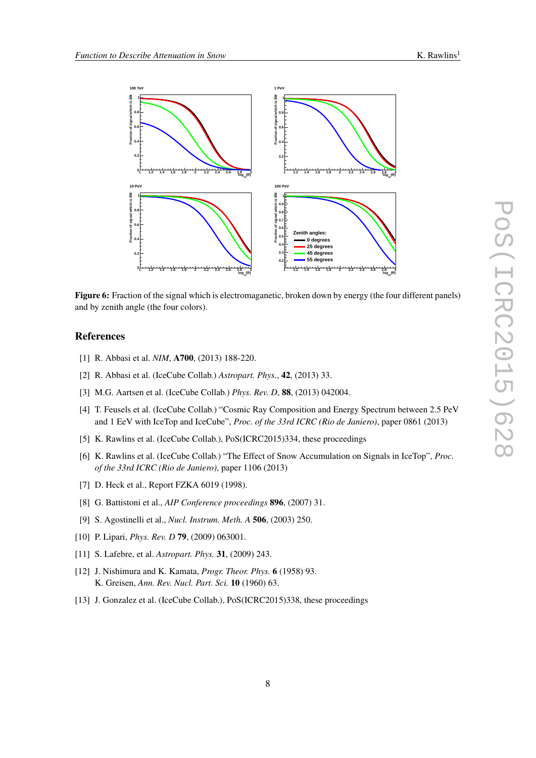100 TeV

Fraction of signal which is EM

1 PeV

Fraction of signal which is EM

10 PeV

Fraction of signal which is EM

100 PeV

Fraction of signal which is EM

Zenith angles:
0 degrees
25 degrees
45 degrees
55 degrees

$\log_{10}(R)$

**Figure 6:** Fraction of the signal which is electromaganetic, broken down by energy (the four different panels) and by zenith angle (the four colors).

## References

[1] R. Abbasi et al. *NIM*, **A700**, (2013) 188-220.

[2] R. Abbasi et al. (IceCube Collab.) *Astropart. Phys.*, **42**, (2013) 33.

[3] M.G. Aartsen et al. (IceCube Collab.) *Phys. Rev. D*, **88**, (2013) 042004.

[4] T. Feusels et al. (IceCube Collab.) "Cosmic Ray Composition and Energy Spectrum between 2.5 PeV and 1 EeV with IceTop and IceCube", *Proc. of the 33rd ICRC (Rio de Janiero)*, paper 0861 (2013)

[5] K. Rawlins et al. (IceCube Collab.), PoS(ICRC2015)334, these proceedings

[6] K. Rawlins et al. (IceCube Collab.) "The Effect of Snow Accumulation on Signals in IceTop", *Proc. of the 33rd ICRC (Rio de Janiero)*, paper 1106 (2013)

[7] D. Heck et al., Report FZKA 6019 (1998).

[8] G. Battistoni et al., *AIP Conference proceedings* **896**, (2007) 31.

[9] S. Agostinelli et al., *Nucl. Instrum. Meth. A* **506**, (2003) 250.

[10] P. Lipari, *Phys. Rev. D* **79**, (2009) 063001.

[11] S. Lafebre, et al. *Astropart. Phys.* **31**, (2009) 243.

[12] J. Nishimura and K. Kamata, *Progr. Theor. Phys.* **6** (1958) 93.
K. Greisen, *Ann. Rev. Nucl. Part. Sci.* **10** (1960) 63.

[13] J. Gonzalez et al. (IceCube Collab.), PoS(ICRC2015)338, these proceedings